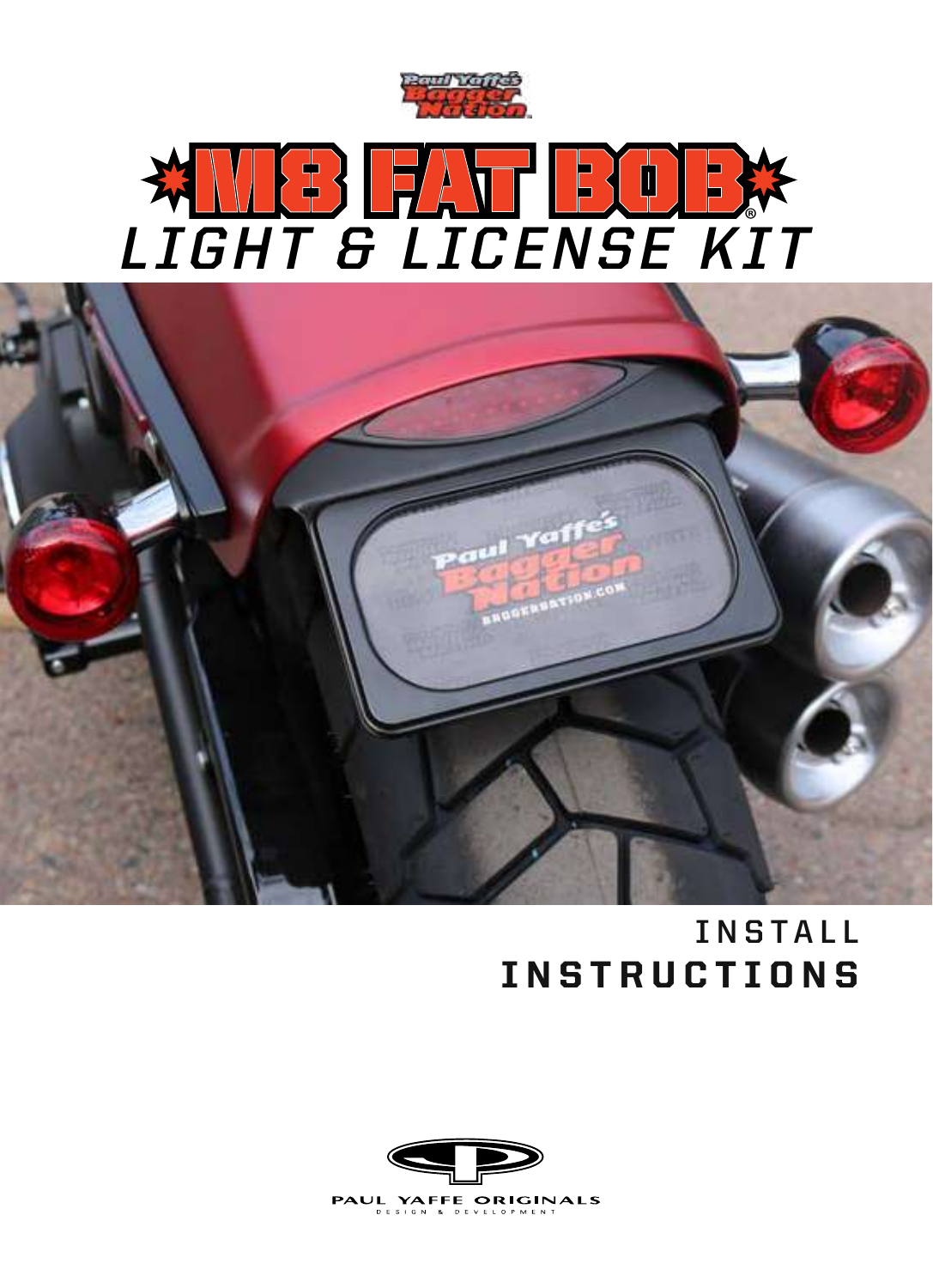# M8 FAT BOB®

## LIGHT & LICENSE KIT

INSTALL
**INSTRUCTIONS**

PAUL YAFFE ORIGINALS
DESIGN & DEVELOPMENT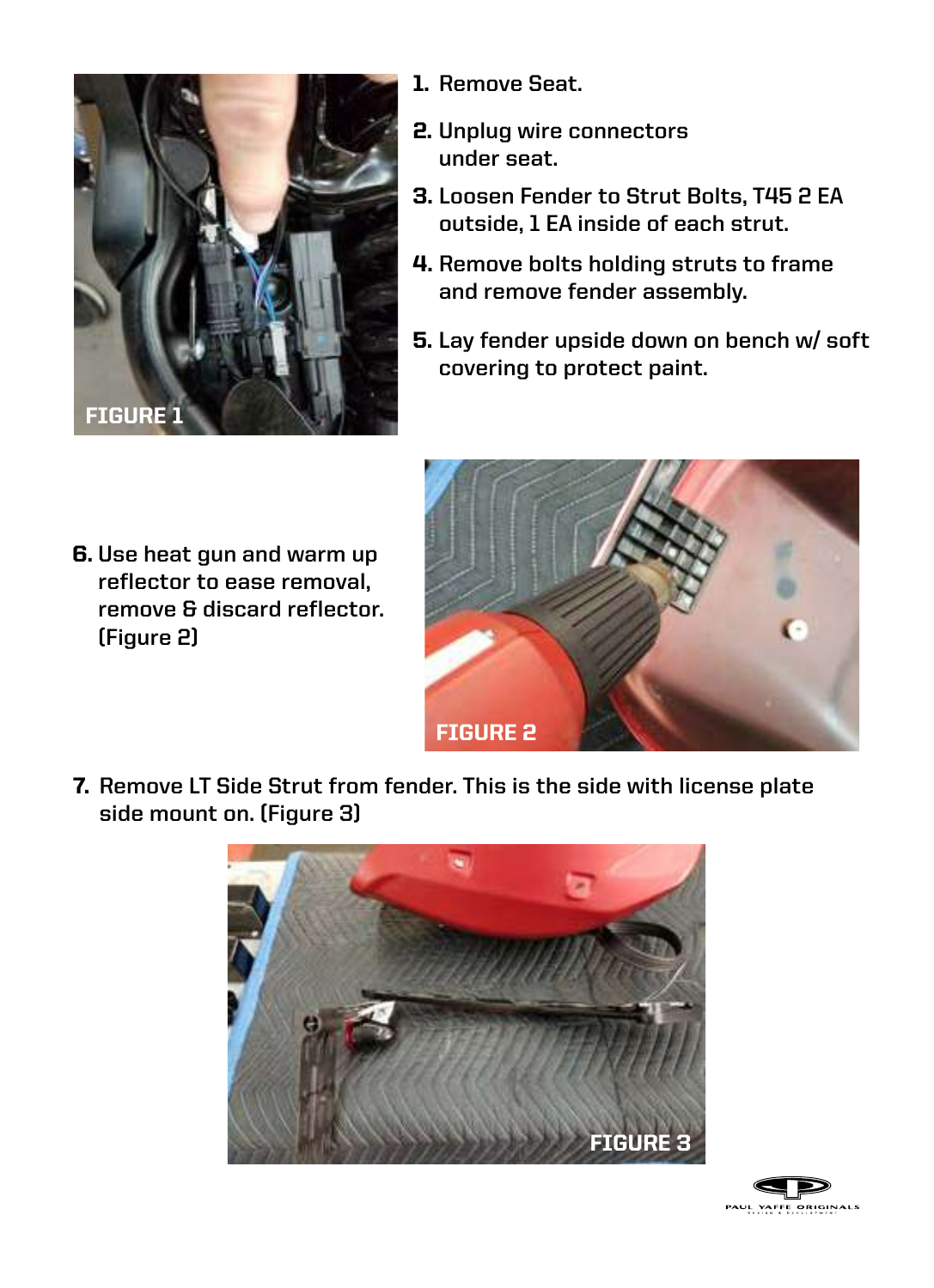FIGURE 1

1. Remove Seat.
2. Unplug wire connectors under seat.
3. Loosen Fender to Strut Bolts, T45 2 EA outside, 1 EA inside of each strut.
4. Remove bolts holding struts to frame and remove fender assembly.
5. Lay fender upside down on bench w/ soft covering to protect paint.
6. Use heat gun and warm up reflector to ease removal, remove & discard reflector. (Figure 2)

FIGURE 2

7. Remove LT Side Strut from fender. This is the side with license plate side mount on. (Figure 3)

FIGURE 3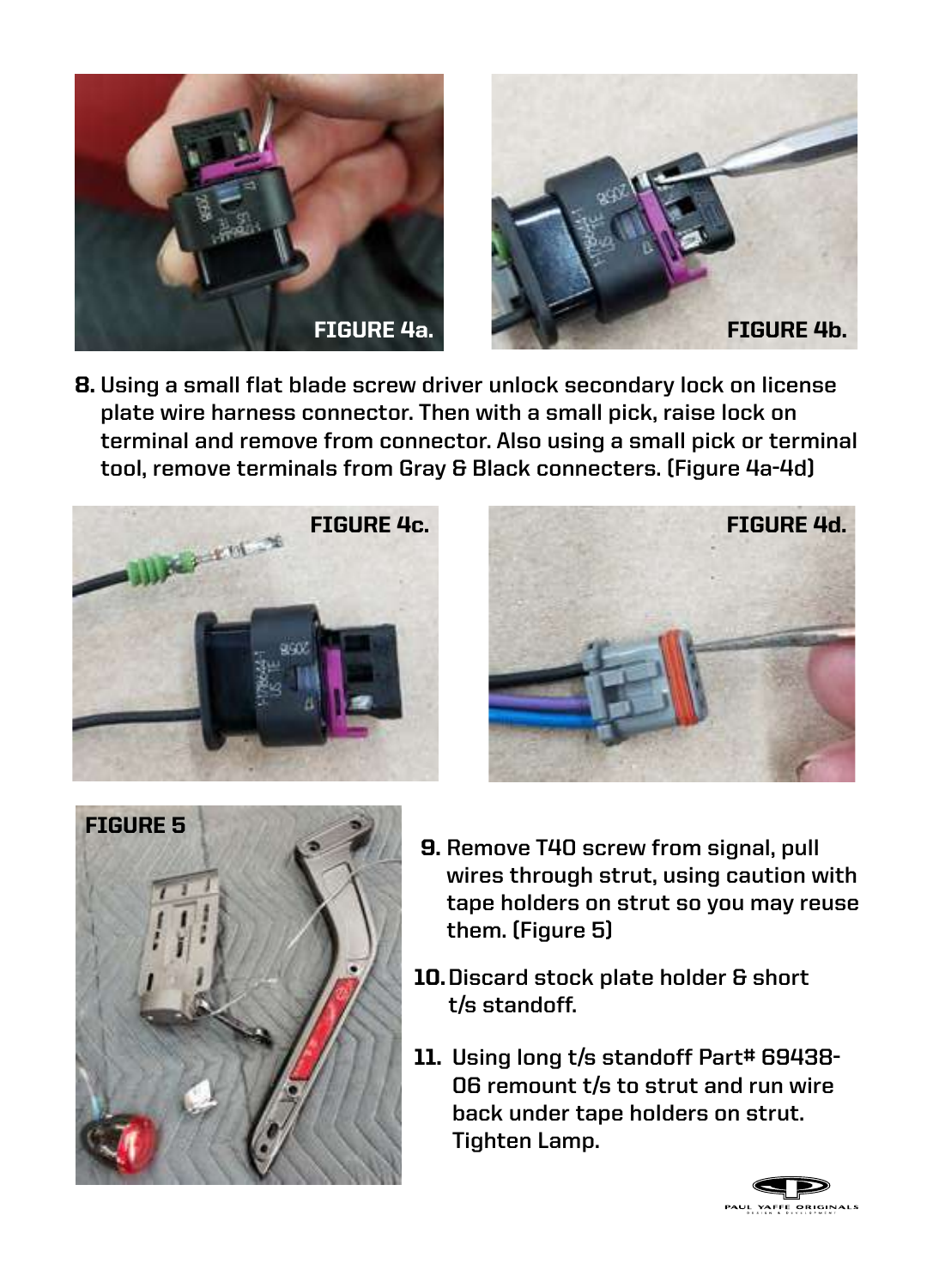FIGURE 4a.

FIGURE 4b.

8. Using a small flat blade screw driver unlock secondary lock on license plate wire harness connector. Then with a small pick, raise lock on terminal and remove from connector. Also using a small pick or terminal tool, remove terminals from Gray & Black connecters. (Figure 4a-4d)

FIGURE 4c.

FIGURE 4d.

FIGURE 5

9. Remove T40 screw from signal, pull wires through strut, using caution with tape holders on strut so you may reuse them. (Figure 5)

10. Discard stock plate holder & short t/s standoff.

11. Using long t/s standoff Part# 69438-06 remount t/s to strut and run wire back under tape holders on strut. Tighten Lamp.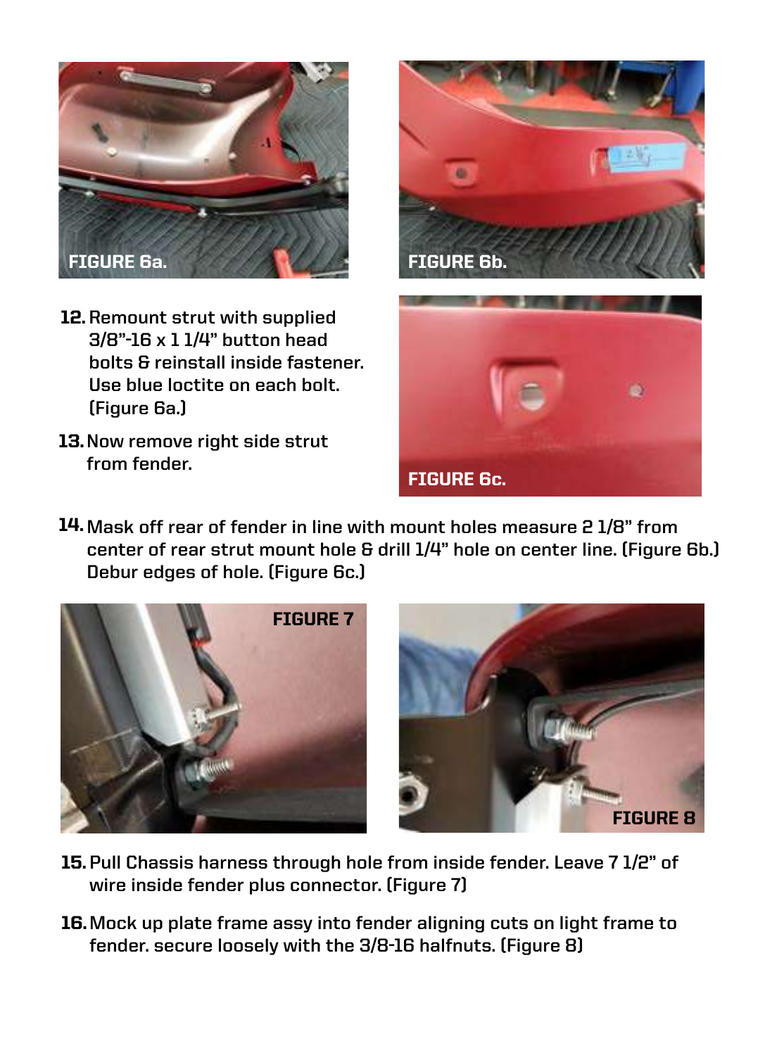FIGURE 6a.

FIGURE 6b.

12. Remount strut with supplied 3/8"-16 x 1 1/4" button head bolts & reinstall inside fastener. Use blue loctite on each bolt. (Figure 6a.)

13. Now remove right side strut from fender.

FIGURE 6c.

14. Mask off rear of fender in line with mount holes measure 2 1/8" from center of rear strut mount hole & drill 1/4" hole on center line. (Figure 6b.) Debur edges of hole. (Figure 6c.)

FIGURE 7

FIGURE 8

15. Pull Chassis harness through hole from inside fender. Leave 7 1/2" of wire inside fender plus connector. (Figure 7)

16. Mock up plate frame assy into fender aligning cuts on light frame to fender. secure loosely with the 3/8-16 halfnuts. (Figure 8)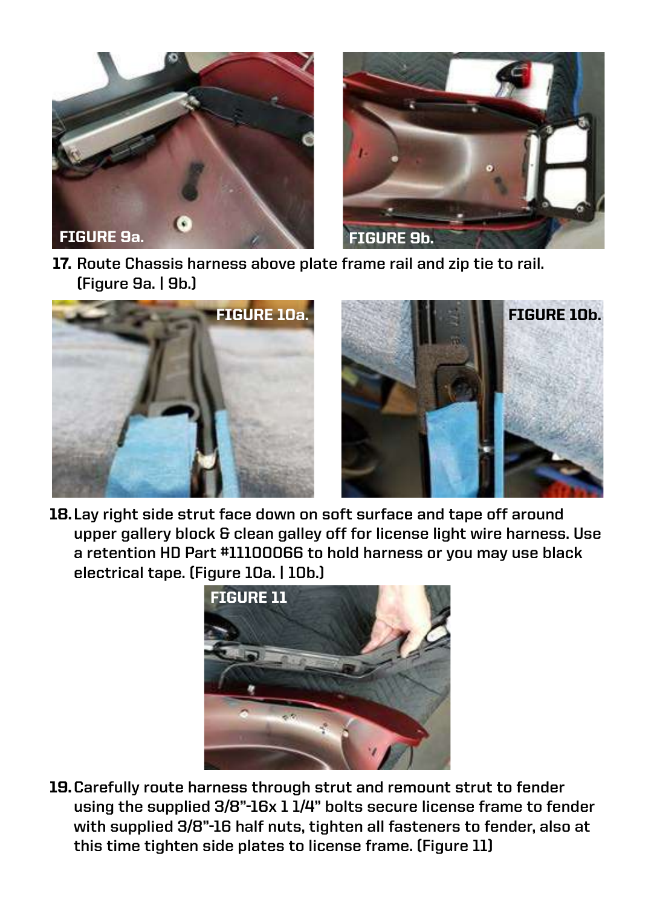FIGURE 9a.

FIGURE 9b.

17. Route Chassis harness above plate frame rail and zip tie to rail. (Figure 9a. | 9b.)

FIGURE 10a.

FIGURE 10b.

18. Lay right side strut face down on soft surface and tape off around upper gallery block & clean galley off for license light wire harness. Use a retention HD Part #11100066 to hold harness or you may use black electrical tape. (Figure 10a. | 10b.)

FIGURE 11

19. Carefully route harness through strut and remount strut to fender using the supplied 3/8"-16x 1 1/4" bolts secure license frame to fender with supplied 3/8"-16 half nuts, tighten all fasteners to fender, also at this time tighten side plates to license frame. (Figure 11)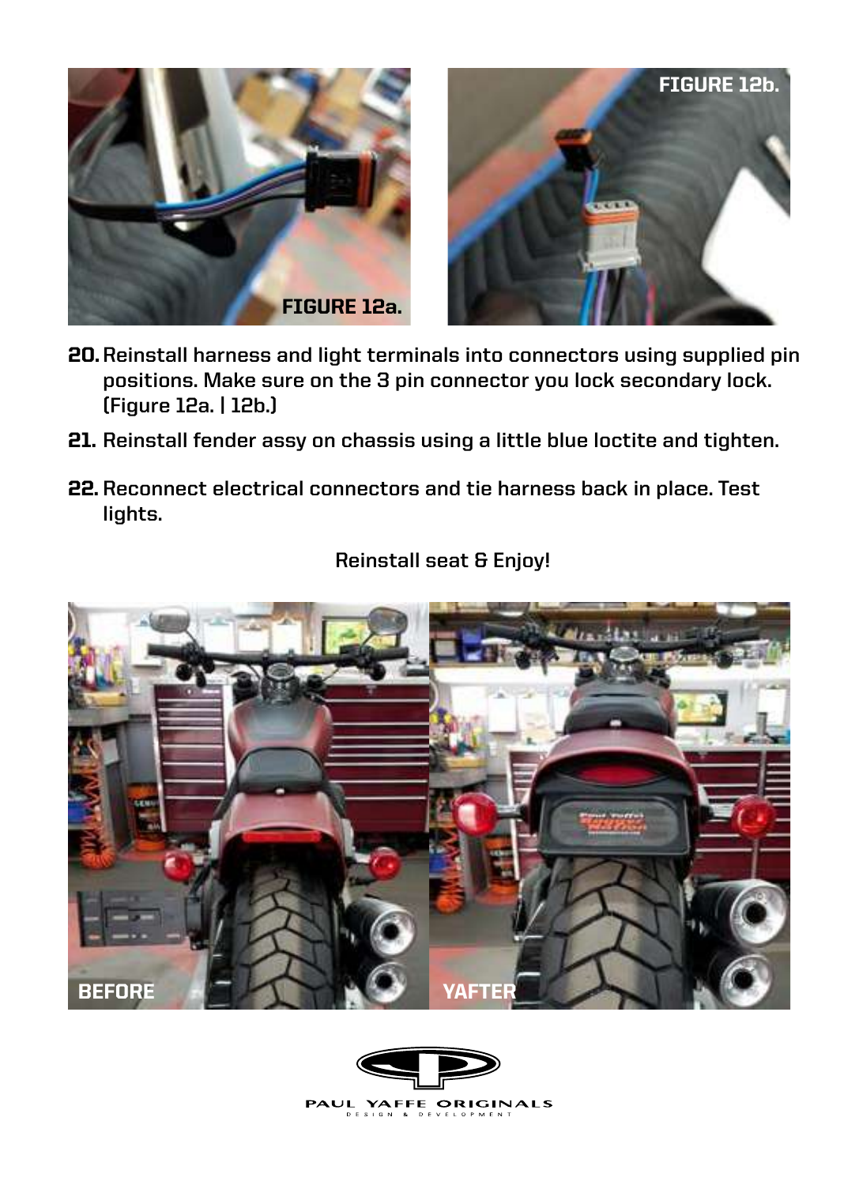FIGURE 12a.

FIGURE 12b.

**20.** Reinstall harness and light terminals into connectors using supplied pin positions. Make sure on the 3 pin connector you lock secondary lock. (Figure 12a. | 12b.)

**21.** Reinstall fender assy on chassis using a little blue loctite and tighten.

**22.** Reconnect electrical connectors and tie harness back in place. Test lights.

Reinstall seat & Enjoy!

BEFORE

YAFTER

PAUL YAFFE ORIGINALS
DESIGN & DEVELOPMENT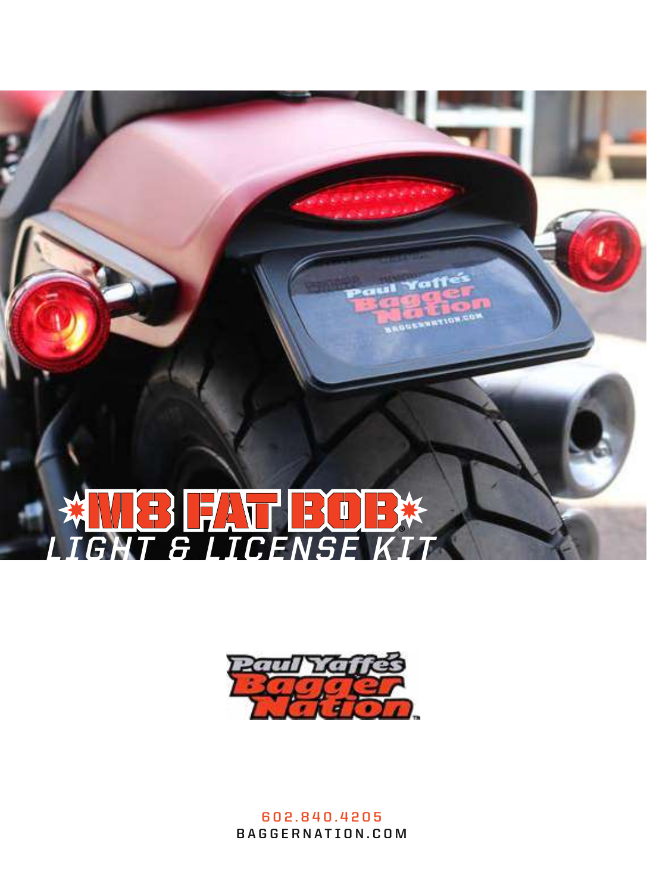# M8 FAT BOB®
## LIGHT & LICENSE KIT

Paul Yaffe's Bagger Nation™

602.840.4205
BAGGERNATION.COM